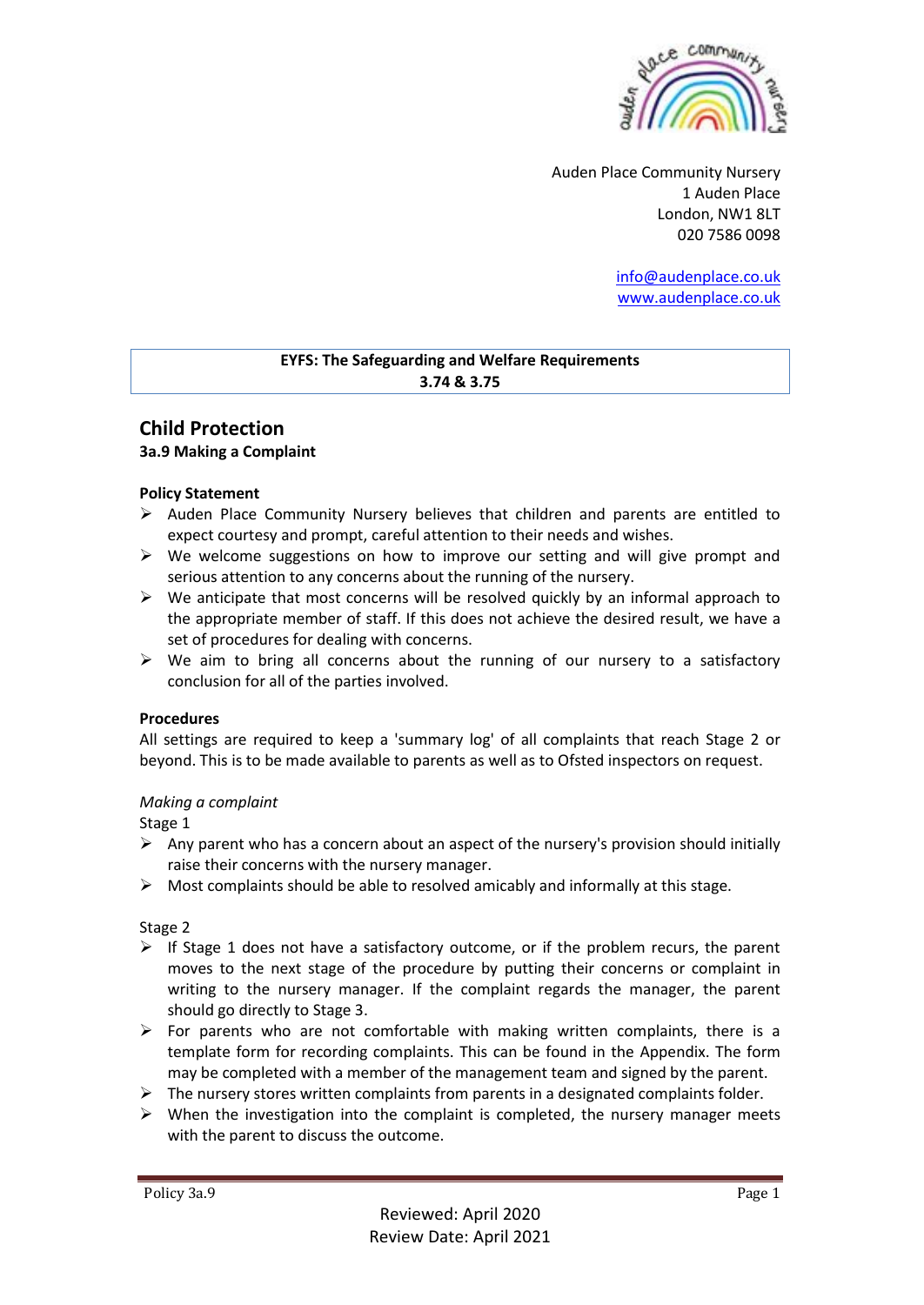Auden Place Community Nursery
1 Auden Place
London, NW1 8LT
020 7586 0098

info@audenplace.co.uk
www.audenplace.co.uk

**EYFS: The Safeguarding and Welfare Requirements**
**3.74 & 3.75**

# Child Protection

### 3a.9 Making a Complaint

**Policy Statement**

- Auden Place Community Nursery believes that children and parents are entitled to expect courtesy and prompt, careful attention to their needs and wishes.
- We welcome suggestions on how to improve our setting and will give prompt and serious attention to any concerns about the running of the nursery.
- We anticipate that most concerns will be resolved quickly by an informal approach to the appropriate member of staff. If this does not achieve the desired result, we have a set of procedures for dealing with concerns.
- We aim to bring all concerns about the running of our nursery to a satisfactory conclusion for all of the parties involved.

**Procedures**

All settings are required to keep a 'summary log' of all complaints that reach Stage 2 or beyond. This is to be made available to parents as well as to Ofsted inspectors on request.

*Making a complaint*

Stage 1

- Any parent who has a concern about an aspect of the nursery's provision should initially raise their concerns with the nursery manager.
- Most complaints should be able to resolved amicably and informally at this stage.

Stage 2

- If Stage 1 does not have a satisfactory outcome, or if the problem recurs, the parent moves to the next stage of the procedure by putting their concerns or complaint in writing to the nursery manager. If the complaint regards the manager, the parent should go directly to Stage 3.
- For parents who are not comfortable with making written complaints, there is a template form for recording complaints. This can be found in the Appendix. The form may be completed with a member of the management team and signed by the parent.
- The nursery stores written complaints from parents in a designated complaints folder.
- When the investigation into the complaint is completed, the nursery manager meets with the parent to discuss the outcome.

Reviewed: April 2020
Review Date: April 2021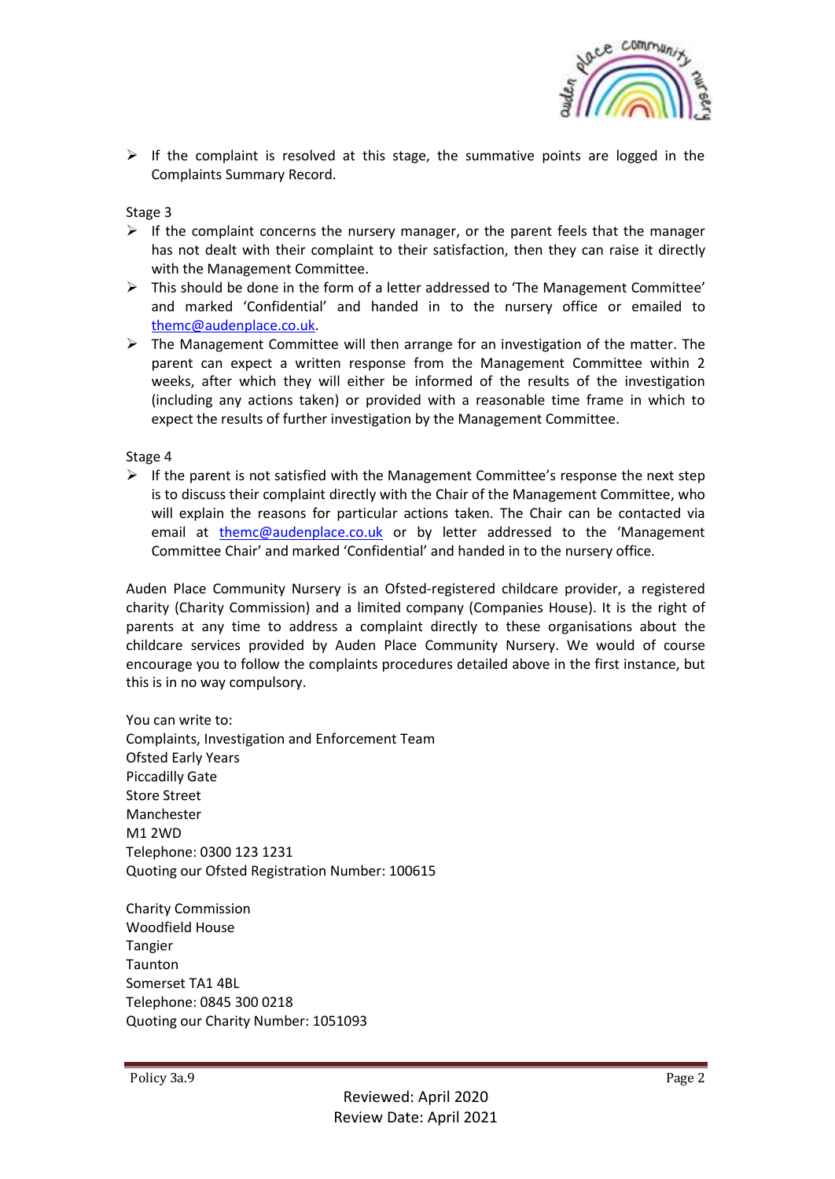- If the complaint is resolved at this stage, the summative points are logged in the Complaints Summary Record.

Stage 3

- If the complaint concerns the nursery manager, or the parent feels that the manager has not dealt with their complaint to their satisfaction, then they can raise it directly with the Management Committee.
- This should be done in the form of a letter addressed to 'The Management Committee' and marked 'Confidential' and handed in to the nursery office or emailed to themc@audenplace.co.uk.
- The Management Committee will then arrange for an investigation of the matter. The parent can expect a written response from the Management Committee within 2 weeks, after which they will either be informed of the results of the investigation (including any actions taken) or provided with a reasonable time frame in which to expect the results of further investigation by the Management Committee.

Stage 4

- If the parent is not satisfied with the Management Committee's response the next step is to discuss their complaint directly with the Chair of the Management Committee, who will explain the reasons for particular actions taken. The Chair can be contacted via email at themc@audenplace.co.uk or by letter addressed to the 'Management Committee Chair' and marked 'Confidential' and handed in to the nursery office.

Auden Place Community Nursery is an Ofsted-registered childcare provider, a registered charity (Charity Commission) and a limited company (Companies House). It is the right of parents at any time to address a complaint directly to these organisations about the childcare services provided by Auden Place Community Nursery. We would of course encourage you to follow the complaints procedures detailed above in the first instance, but this is in no way compulsory.

You can write to:
Complaints, Investigation and Enforcement Team
Ofsted Early Years
Piccadilly Gate
Store Street
Manchester
M1 2WD
Telephone: 0300 123 1231
Quoting our Ofsted Registration Number: 100615

Charity Commission
Woodfield House
Tangier
Taunton
Somerset TA1 4BL
Telephone: 0845 300 0218
Quoting our Charity Number: 1051093

Policy 3a.9

Reviewed: April 2020
Review Date: April 2021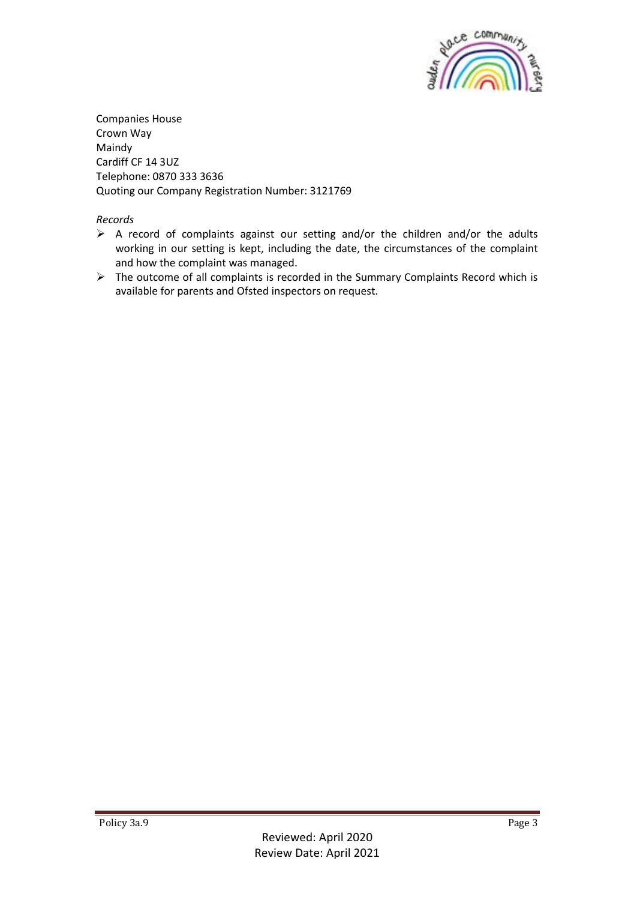Companies House
Crown Way
Maindy
Cardiff CF 14 3UZ
Telephone: 0870 333 3636
Quoting our Company Registration Number: 3121769

*Records*

- A record of complaints against our setting and/or the children and/or the adults working in our setting is kept, including the date, the circumstances of the complaint and how the complaint was managed.
- The outcome of all complaints is recorded in the Summary Complaints Record which is available for parents and Ofsted inspectors on request.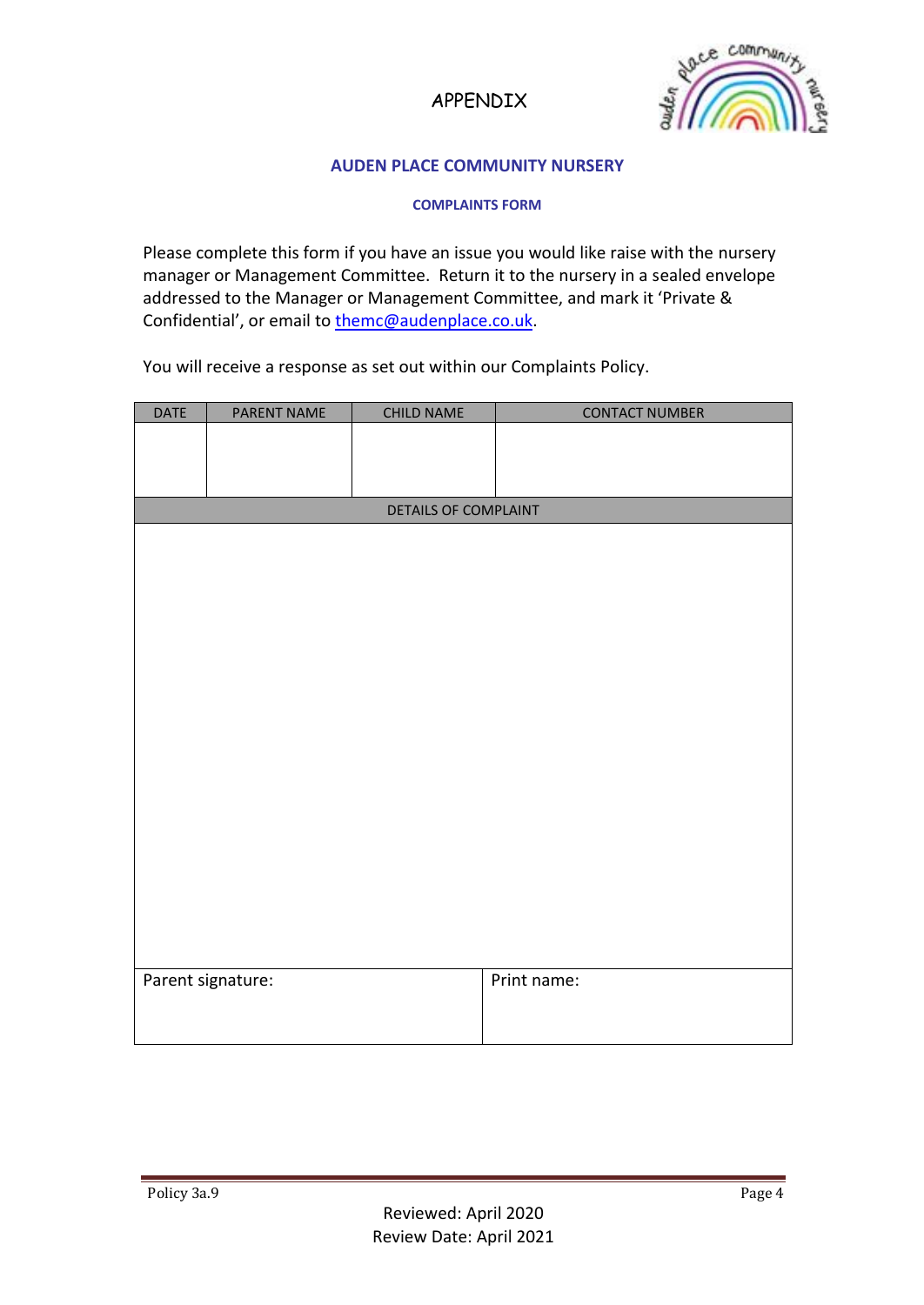APPENDIX

## AUDEN PLACE COMMUNITY NURSERY

### COMPLAINTS FORM

Please complete this form if you have an issue you would like raise with the nursery manager or Management Committee. Return it to the nursery in a sealed envelope addressed to the Manager or Management Committee, and mark it 'Private & Confidential', or email to themc@audenplace.co.uk.

You will receive a response as set out within our Complaints Policy.

| DATE | PARENT NAME | CHILD NAME | CONTACT NUMBER |
|---|---|---|---|
| | | | |
| DETAILS OF COMPLAINT | | | |
| | | | |
| Parent signature: | | Print name: | |

Reviewed: April 2020
Review Date: April 2021